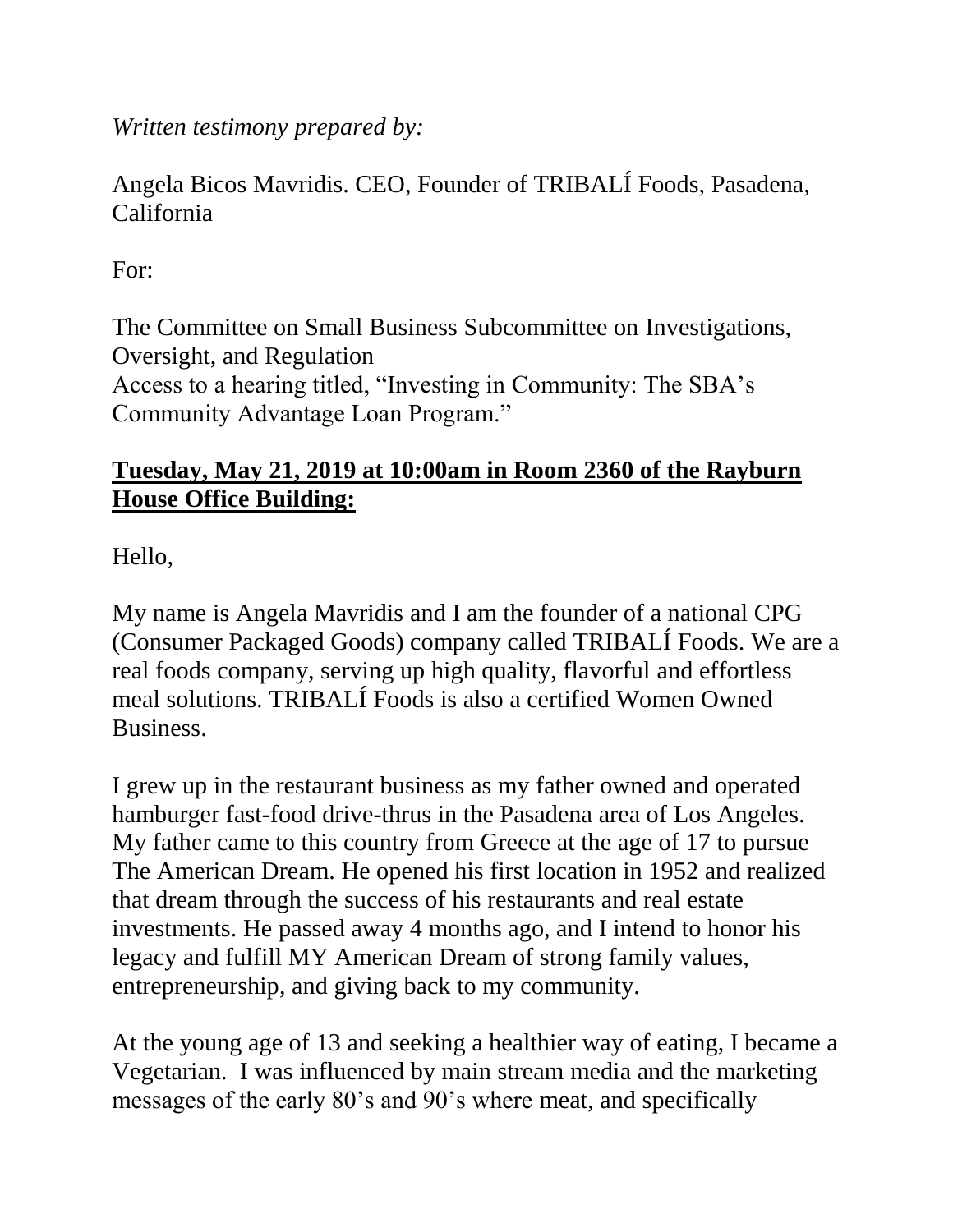*Written testimony prepared by:*

Angela Bicos Mavridis. CEO, Founder of TRIBALÍ Foods, Pasadena, California

For:

The Committee on Small Business Subcommittee on Investigations, Oversight, and Regulation
Access to a hearing titled, "Investing in Community: The SBA's Community Advantage Loan Program."

**Tuesday, May 21, 2019 at 10:00am in Room 2360 of the Rayburn House Office Building:**

Hello,

My name is Angela Mavridis and I am the founder of a national CPG (Consumer Packaged Goods) company called TRIBALÍ Foods. We are a real foods company, serving up high quality, flavorful and effortless meal solutions. TRIBALÍ Foods is also a certified Women Owned Business.

I grew up in the restaurant business as my father owned and operated hamburger fast-food drive-thrus in the Pasadena area of Los Angeles. My father came to this country from Greece at the age of 17 to pursue The American Dream. He opened his first location in 1952 and realized that dream through the success of his restaurants and real estate investments. He passed away 4 months ago, and I intend to honor his legacy and fulfill MY American Dream of strong family values, entrepreneurship, and giving back to my community.

At the young age of 13 and seeking a healthier way of eating, I became a Vegetarian. I was influenced by main stream media and the marketing messages of the early 80's and 90's where meat, and specifically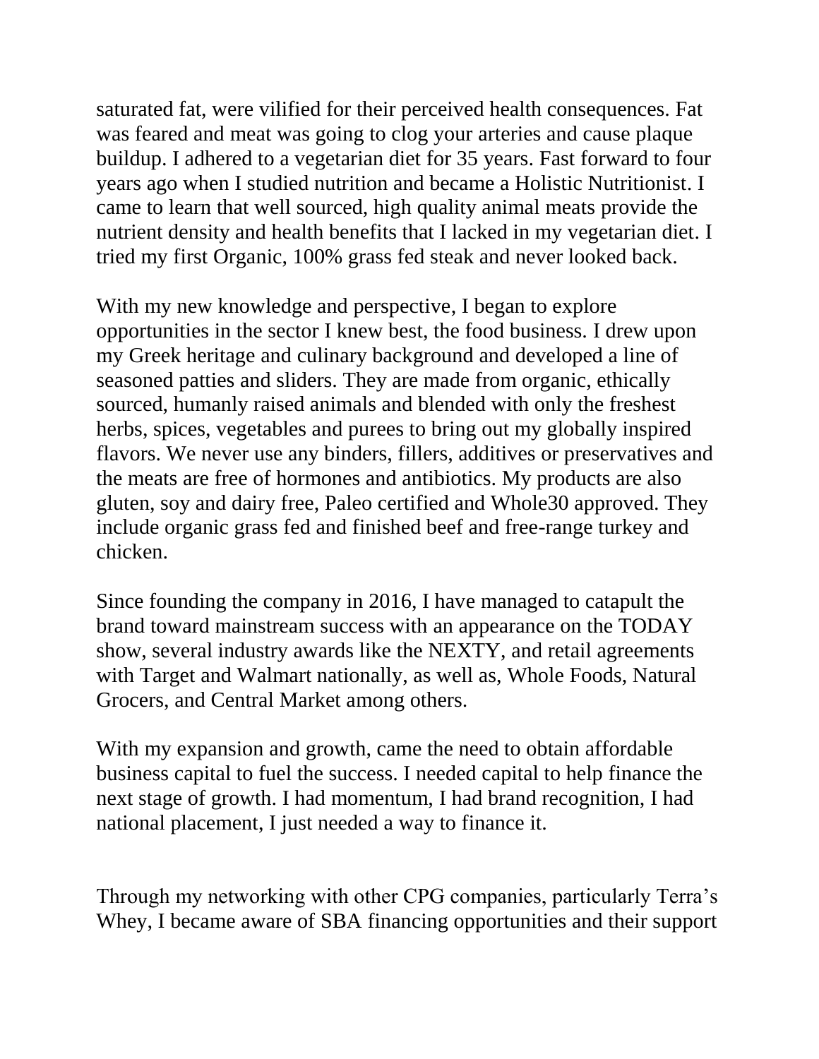saturated fat, were vilified for their perceived health consequences. Fat was feared and meat was going to clog your arteries and cause plaque buildup. I adhered to a vegetarian diet for 35 years. Fast forward to four years ago when I studied nutrition and became a Holistic Nutritionist. I came to learn that well sourced, high quality animal meats provide the nutrient density and health benefits that I lacked in my vegetarian diet. I tried my first Organic, 100% grass fed steak and never looked back.

With my new knowledge and perspective, I began to explore opportunities in the sector I knew best, the food business. I drew upon my Greek heritage and culinary background and developed a line of seasoned patties and sliders. They are made from organic, ethically sourced, humanly raised animals and blended with only the freshest herbs, spices, vegetables and purees to bring out my globally inspired flavors. We never use any binders, fillers, additives or preservatives and the meats are free of hormones and antibiotics. My products are also gluten, soy and dairy free, Paleo certified and Whole30 approved. They include organic grass fed and finished beef and free-range turkey and chicken.

Since founding the company in 2016, I have managed to catapult the brand toward mainstream success with an appearance on the TODAY show, several industry awards like the NEXTY, and retail agreements with Target and Walmart nationally, as well as, Whole Foods, Natural Grocers, and Central Market among others.

With my expansion and growth, came the need to obtain affordable business capital to fuel the success. I needed capital to help finance the next stage of growth. I had momentum, I had brand recognition, I had national placement, I just needed a way to finance it.

Through my networking with other CPG companies, particularly Terra's Whey, I became aware of SBA financing opportunities and their support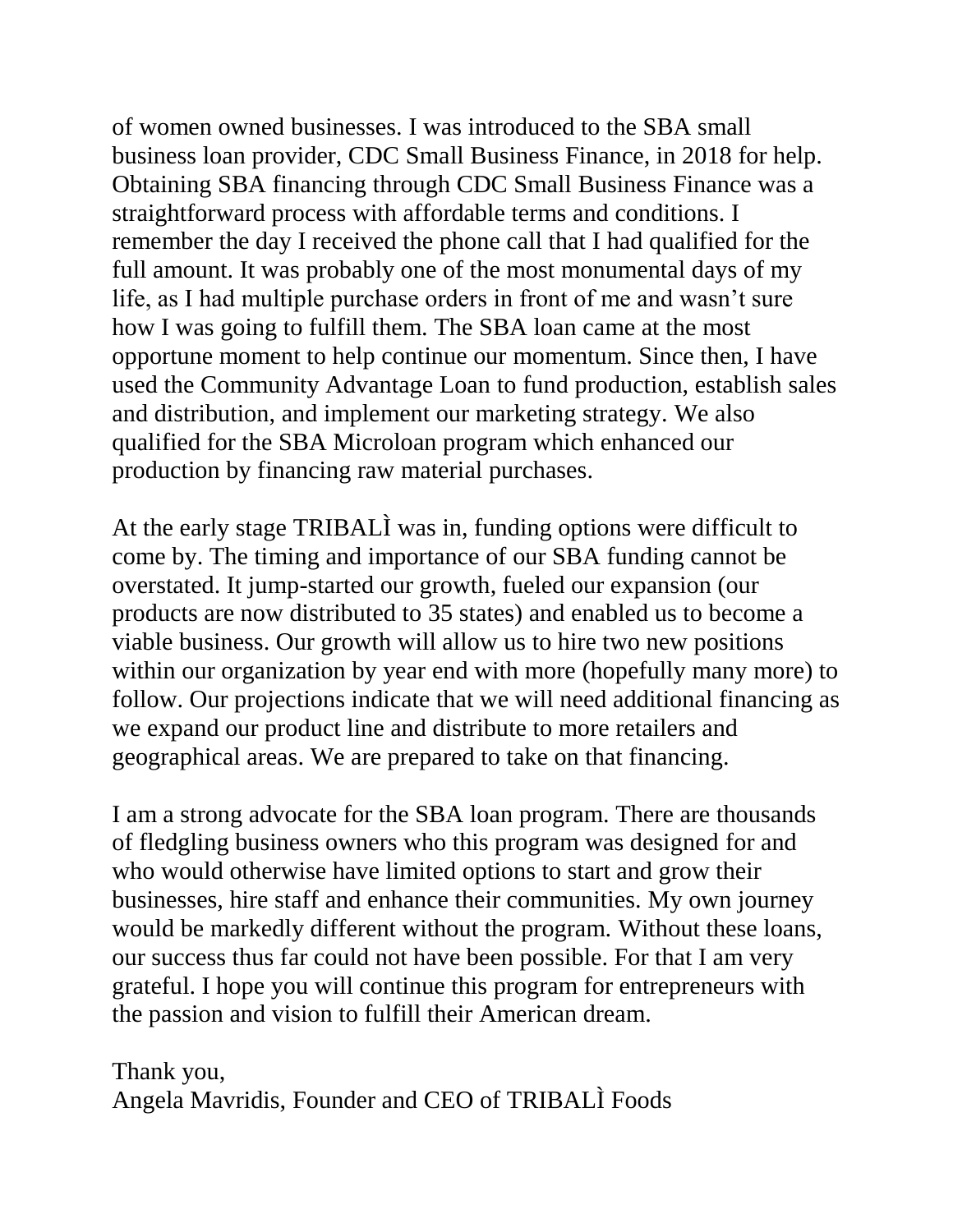of women owned businesses. I was introduced to the SBA small business loan provider, CDC Small Business Finance, in 2018 for help. Obtaining SBA financing through CDC Small Business Finance was a straightforward process with affordable terms and conditions. I remember the day I received the phone call that I had qualified for the full amount. It was probably one of the most monumental days of my life, as I had multiple purchase orders in front of me and wasn't sure how I was going to fulfill them. The SBA loan came at the most opportune moment to help continue our momentum. Since then, I have used the Community Advantage Loan to fund production, establish sales and distribution, and implement our marketing strategy. We also qualified for the SBA Microloan program which enhanced our production by financing raw material purchases.

At the early stage TRIBALÌ was in, funding options were difficult to come by. The timing and importance of our SBA funding cannot be overstated. It jump-started our growth, fueled our expansion (our products are now distributed to 35 states) and enabled us to become a viable business. Our growth will allow us to hire two new positions within our organization by year end with more (hopefully many more) to follow. Our projections indicate that we will need additional financing as we expand our product line and distribute to more retailers and geographical areas. We are prepared to take on that financing.

I am a strong advocate for the SBA loan program. There are thousands of fledgling business owners who this program was designed for and who would otherwise have limited options to start and grow their businesses, hire staff and enhance their communities. My own journey would be markedly different without the program. Without these loans, our success thus far could not have been possible. For that I am very grateful. I hope you will continue this program for entrepreneurs with the passion and vision to fulfill their American dream.

Thank you,
Angela Mavridis, Founder and CEO of TRIBALÌ Foods